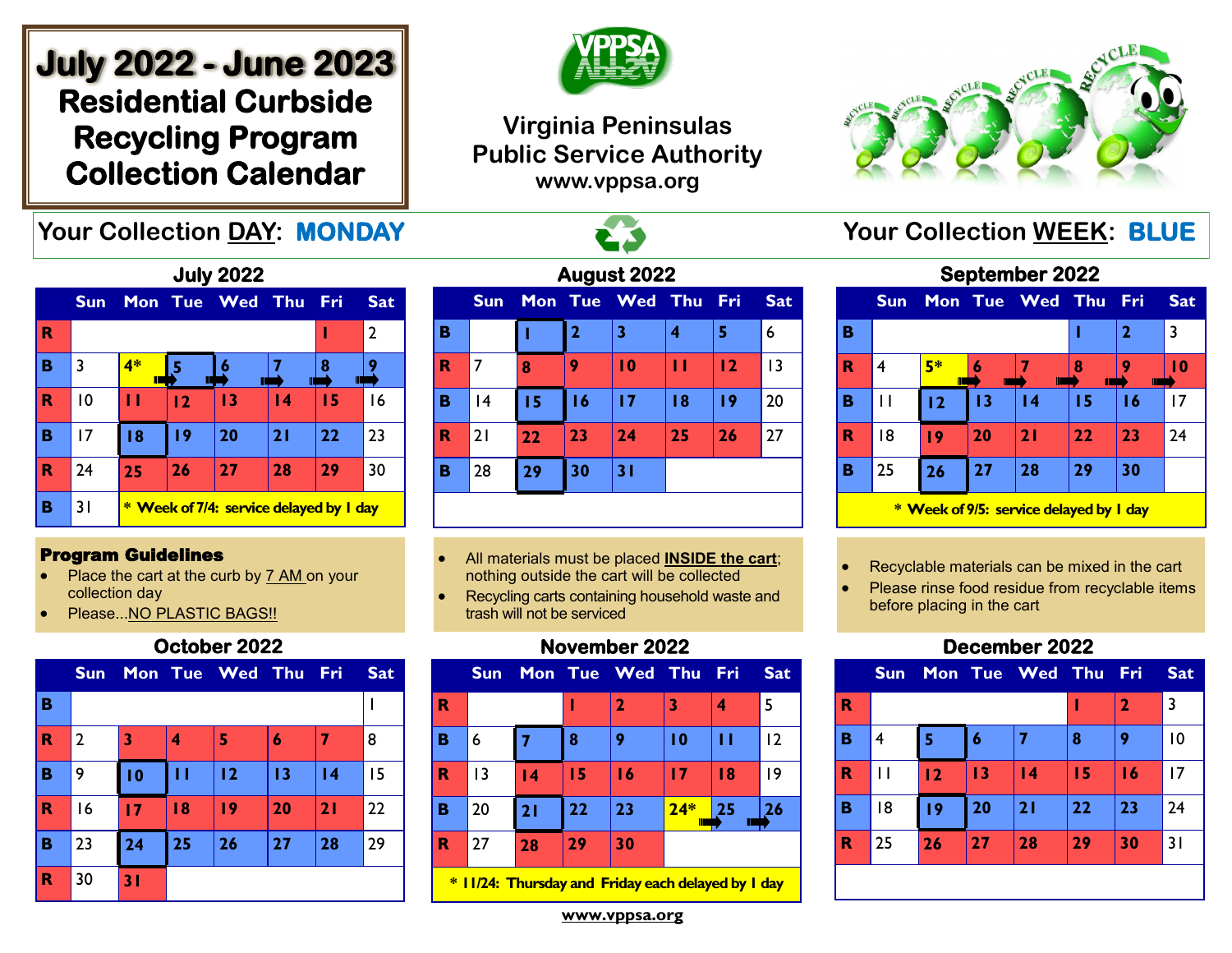# July 2022 - June 2023
## Residential Curbside Recycling Program Collection Calendar

**Virginia Peninsulas Public Service Authority**
**www.vppsa.org**

**Your Collection DAY: MONDAY**

**Your Collection WEEK: BLUE**

### July 2022

| | Sun | Mon | Tue | Wed | Thu | Fri | Sat |
|---|---|---|---|---|---|---|---|
| R | | | | | | 1 | 2 |
| B | 3 | 4* | 5 | 6 | 7 | 8 | 9 |
| R | 10 | 11 | 12 | 13 | 14 | 15 | 16 |
| B | 17 | 18 | 19 | 20 | 21 | 22 | 23 |
| R | 24 | 25 | 26 | 27 | 28 | 29 | 30 |
| B | 31 | * Week of 7/4: service delayed by 1 day | | | | | |

### August 2022

| | Sun | Mon | Tue | Wed | Thu | Fri | Sat |
|---|---|---|---|---|---|---|---|
| B | | 1 | 2 | 3 | 4 | 5 | 6 |
| R | 7 | 8 | 9 | 10 | 11 | 12 | 13 |
| B | 14 | 15 | 16 | 17 | 18 | 19 | 20 |
| R | 21 | 22 | 23 | 24 | 25 | 26 | 27 |
| B | 28 | 29 | 30 | 31 | | | |

### September 2022

| | Sun | Mon | Tue | Wed | Thu | Fri | Sat |
|---|---|---|---|---|---|---|---|
| B | | | | | 1 | 2 | 3 |
| R | 4 | 5* | 6 | 7 | 8 | 9 | 10 |
| B | 11 | 12 | 13 | 14 | 15 | 16 | 17 |
| R | 18 | 19 | 20 | 21 | 22 | 23 | 24 |
| B | 25 | 26 | 27 | 28 | 29 | 30 | |

\* Week of 9/5: service delayed by 1 day

**Program Guidelines**

- Place the cart at the curb by 7 AM on your collection day
- Please...NO PLASTIC BAGS!!
- All materials must be placed **INSIDE the cart**; nothing outside the cart will be collected
- Recycling carts containing household waste and trash will not be serviced
- Recyclable materials can be mixed in the cart
- Please rinse food residue from recyclable items before placing in the cart

### October 2022

| | Sun | Mon | Tue | Wed | Thu | Fri | Sat |
|---|---|---|---|---|---|---|---|
| B | | | | | | | 1 |
| R | 2 | 3 | 4 | 5 | 6 | 7 | 8 |
| B | 9 | 10 | 11 | 12 | 13 | 14 | 15 |
| R | 16 | 17 | 18 | 19 | 20 | 21 | 22 |
| B | 23 | 24 | 25 | 26 | 27 | 28 | 29 |
| R | 30 | 31 | | | | | |

### November 2022

| | Sun | Mon | Tue | Wed | Thu | Fri | Sat |
|---|---|---|---|---|---|---|---|
| R | | | 1 | 2 | 3 | 4 | 5 |
| B | 6 | 7 | 8 | 9 | 10 | 11 | 12 |
| R | 13 | 14 | 15 | 16 | 17 | 18 | 19 |
| B | 20 | 21 | 22 | 23 | 24* | 25 | 26 |
| R | 27 | 28 | 29 | 30 | | | |

\* 11/24: Thursday and Friday each delayed by 1 day

### December 2022

| | Sun | Mon | Tue | Wed | Thu | Fri | Sat |
|---|---|---|---|---|---|---|---|
| R | | | | | 1 | 2 | 3 |
| B | 4 | 5 | 6 | 7 | 8 | 9 | 10 |
| R | 11 | 12 | 13 | 14 | 15 | 16 | 17 |
| B | 18 | 19 | 20 | 21 | 22 | 23 | 24 |
| R | 25 | 26 | 27 | 28 | 29 | 30 | 31 |

www.vppsa.org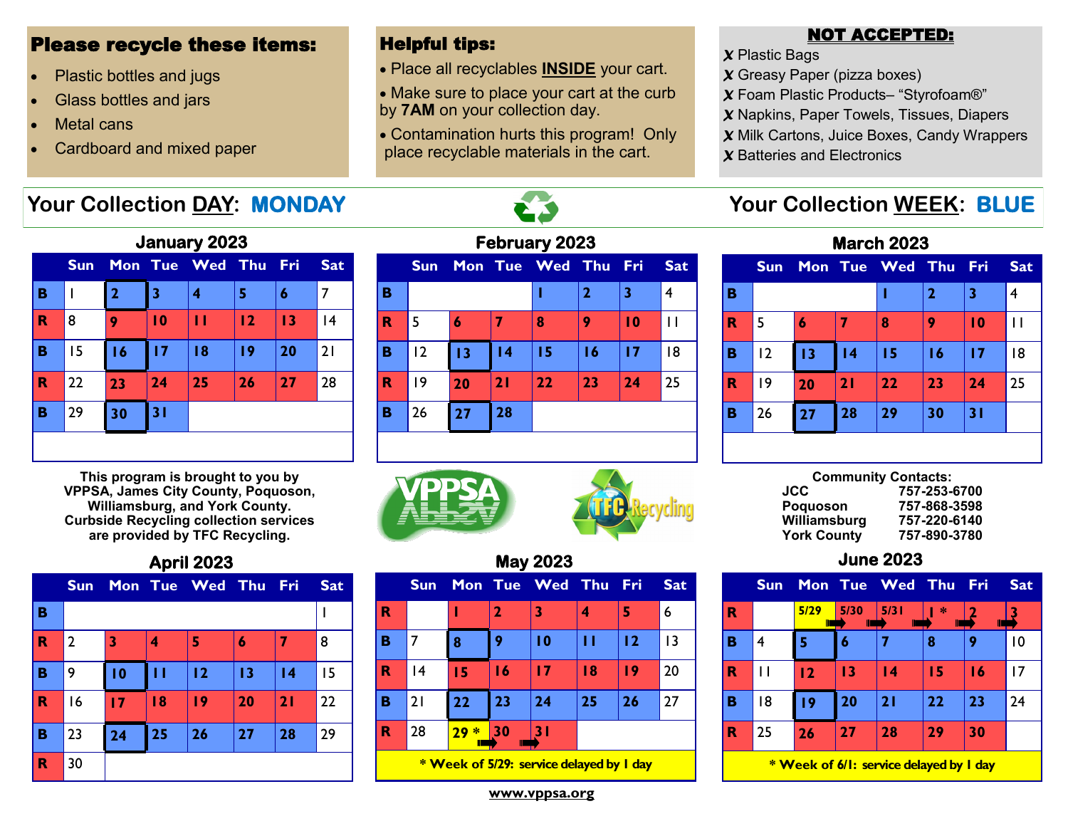## Please recycle these items:

- Plastic bottles and jugs
- Glass bottles and jars
- Metal cans
- Cardboard and mixed paper

## Helpful tips:

- Place all recyclables **INSIDE** your cart.
- Make sure to place your cart at the curb by **7AM** on your collection day.
- Contamination hurts this program! Only place recyclable materials in the cart.

## NOT ACCEPTED:

✗ Plastic Bags
✗ Greasy Paper (pizza boxes)
✗ Foam Plastic Products– "Styrofoam®"
✗ Napkins, Paper Towels, Tissues, Diapers
✗ Milk Cartons, Juice Boxes, Candy Wrappers
✗ Batteries and Electronics

**Your Collection DAY: MONDAY** **Your Collection WEEK: BLUE**

### January 2023

| | Sun | Mon | Tue | Wed | Thu | Fri | Sat |
|---|---|---|---|---|---|---|---|
| B | 1 | 2 | 3 | 4 | 5 | 6 | 7 |
| R | 8 | 9 | 10 | 11 | 12 | 13 | 14 |
| B | 15 | 16 | 17 | 18 | 19 | 20 | 21 |
| R | 22 | 23 | 24 | 25 | 26 | 27 | 28 |
| B | 29 | 30 | 31 | | | | |

### February 2023

| | Sun | Mon | Tue | Wed | Thu | Fri | Sat |
|---|---|---|---|---|---|---|---|
| B | | | | 1 | 2 | 3 | 4 |
| R | 5 | 6 | 7 | 8 | 9 | 10 | 11 |
| B | 12 | 13 | 14 | 15 | 16 | 17 | 18 |
| R | 19 | 20 | 21 | 22 | 23 | 24 | 25 |
| B | 26 | 27 | 28 | | | | |

### March 2023

| | Sun | Mon | Tue | Wed | Thu | Fri | Sat |
|---|---|---|---|---|---|---|---|
| B | | | | 1 | 2 | 3 | 4 |
| R | 5 | 6 | 7 | 8 | 9 | 10 | 11 |
| B | 12 | 13 | 14 | 15 | 16 | 17 | 18 |
| R | 19 | 20 | 21 | 22 | 23 | 24 | 25 |
| B | 26 | 27 | 28 | 29 | 30 | 31 | |

This program is brought to you by VPPSA, James City County, Poquoson, Williamsburg, and York County. Curbside Recycling collection services are provided by TFC Recycling.

**Community Contacts:**

| | |
|---|---|
| JCC | 757-253-6700 |
| Poquoson | 757-868-3598 |
| Williamsburg | 757-220-6140 |
| York County | 757-890-3780 |

### April 2023

| | Sun | Mon | Tue | Wed | Thu | Fri | Sat |
|---|---|---|---|---|---|---|---|
| B | | | | | | | 1 |
| R | 2 | 3 | 4 | 5 | 6 | 7 | 8 |
| B | 9 | 10 | 11 | 12 | 13 | 14 | 15 |
| R | 16 | 17 | 18 | 19 | 20 | 21 | 22 |
| B | 23 | 24 | 25 | 26 | 27 | 28 | 29 |
| R | 30 | | | | | | |

### May 2023

| | Sun | Mon | Tue | Wed | Thu | Fri | Sat |
|---|---|---|---|---|---|---|---|
| R | | 1 | 2 | 3 | 4 | 5 | 6 |
| B | 7 | 8 | 9 | 10 | 11 | 12 | 13 |
| R | 14 | 15 | 16 | 17 | 18 | 19 | 20 |
| B | 21 | 22 | 23 | 24 | 25 | 26 | 27 |
| R | 28 | 29 * ➡ | 30 ➡ | 31 | | | |

\* Week of 5/29: service delayed by 1 day

### June 2023

| | Sun | Mon | Tue | Wed | Thu | Fri | Sat |
|---|---|---|---|---|---|---|---|
| R | | 5/29 ➡ | 5/30 ➡ | 5/31 ➡ | 1 * ➡ | 2 ➡ | 3 |
| B | 4 | 5 | 6 | 7 | 8 | 9 | 10 |
| R | 11 | 12 | 13 | 14 | 15 | 16 | 17 |
| B | 18 | 19 | 20 | 21 | 22 | 23 | 24 |
| R | 25 | 26 | 27 | 28 | 29 | 30 | |

\* Week of 6/1: service delayed by 1 day

www.vppsa.org